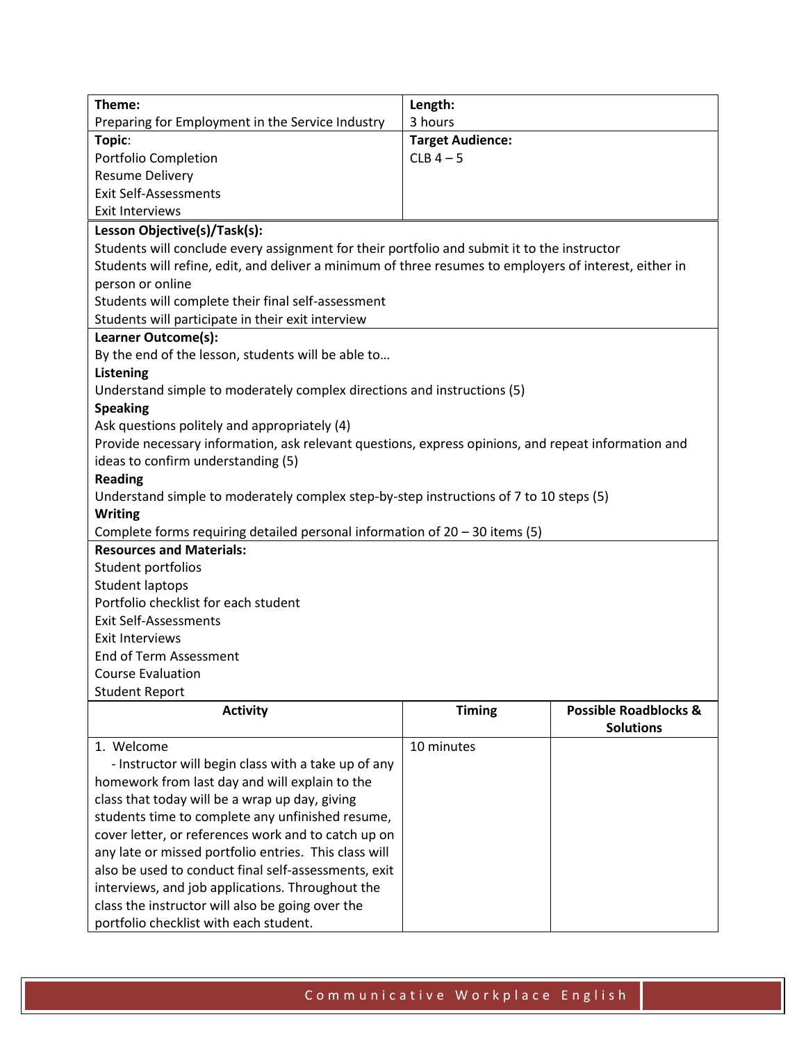| **Theme:** Preparing for Employment in the Service Industry | **Length:** 3 hours |
|---|---|
| **Topic:** Portfolio Completion<br>Resume Delivery<br>Exit Self-Assessments<br>Exit Interviews | **Target Audience:** CLB 4 – 5 |

**Lesson Objective(s)/Task(s):**

Students will conclude every assignment for their portfolio and submit it to the instructor

Students will refine, edit, and deliver a minimum of three resumes to employers of interest, either in person or online

Students will complete their final self-assessment

Students will participate in their exit interview

**Learner Outcome(s):**

By the end of the lesson, students will be able to…

**Listening**

Understand simple to moderately complex directions and instructions (5)

**Speaking**

Ask questions politely and appropriately (4)

Provide necessary information, ask relevant questions, express opinions, and repeat information and ideas to confirm understanding (5)

**Reading**

Understand simple to moderately complex step-by-step instructions of 7 to 10 steps (5)

**Writing**

Complete forms requiring detailed personal information of 20 – 30 items (5)

**Resources and Materials:**

Student portfolios
Student laptops
Portfolio checklist for each student
Exit Self-Assessments
Exit Interviews
End of Term Assessment
Course Evaluation
Student Report

| **Activity** | **Timing** | **Possible Roadblocks & Solutions** |
|---|---|---|
| 1. Welcome<br>- Instructor will begin class with a take up of any homework from last day and will explain to the class that today will be a wrap up day, giving students time to complete any unfinished resume, cover letter, or references work and to catch up on any late or missed portfolio entries. This class will also be used to conduct final self-assessments, exit interviews, and job applications. Throughout the class the instructor will also be going over the portfolio checklist with each student. | 10 minutes | |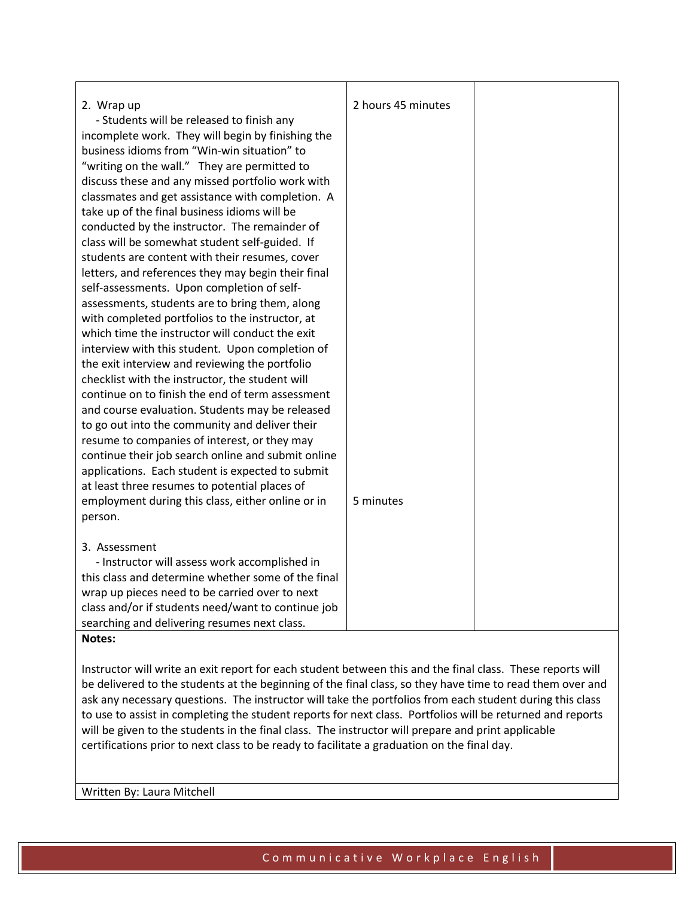| | | |
|---|---|---|
| 2. Wrap up<br>- Students will be released to finish any incomplete work. They will begin by finishing the business idioms from "Win-win situation" to "writing on the wall." They are permitted to discuss these and any missed portfolio work with classmates and get assistance with completion. A take up of the final business idioms will be conducted by the instructor. The remainder of class will be somewhat student self-guided. If students are content with their resumes, cover letters, and references they may begin their final self-assessments. Upon completion of self-assessments, students are to bring them, along with completed portfolios to the instructor, at which time the instructor will conduct the exit interview with this student. Upon completion of the exit interview and reviewing the portfolio checklist with the instructor, the student will continue on to finish the end of term assessment and course evaluation. Students may be released to go out into the community and deliver their resume to companies of interest, or they may continue their job search online and submit online applications. Each student is expected to submit at least three resumes to potential places of employment during this class, either online or in person. | 2 hours 45 minutes | |
| 3. Assessment<br>- Instructor will assess work accomplished in this class and determine whether some of the final wrap up pieces need to be carried over to next class and/or if students need/want to continue job searching and delivering resumes next class. | 5 minutes | |

**Notes:**

Instructor will write an exit report for each student between this and the final class. These reports will be delivered to the students at the beginning of the final class, so they have time to read them over and ask any necessary questions. The instructor will take the portfolios from each student during this class to use to assist in completing the student reports for next class. Portfolios will be returned and reports will be given to the students in the final class. The instructor will prepare and print applicable certifications prior to next class to be ready to facilitate a graduation on the final day.

Written By: Laura Mitchell